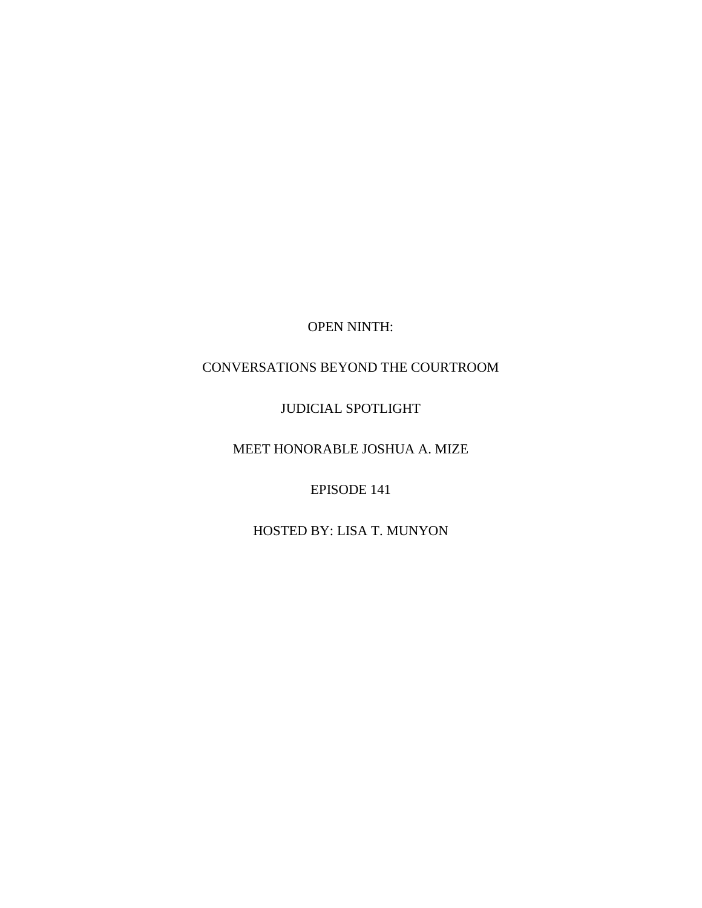OPEN NINTH:

CONVERSATIONS BEYOND THE COURTROOM

JUDICIAL SPOTLIGHT

MEET HONORABLE JOSHUA A. MIZE

EPISODE 141

HOSTED BY: LISA T. MUNYON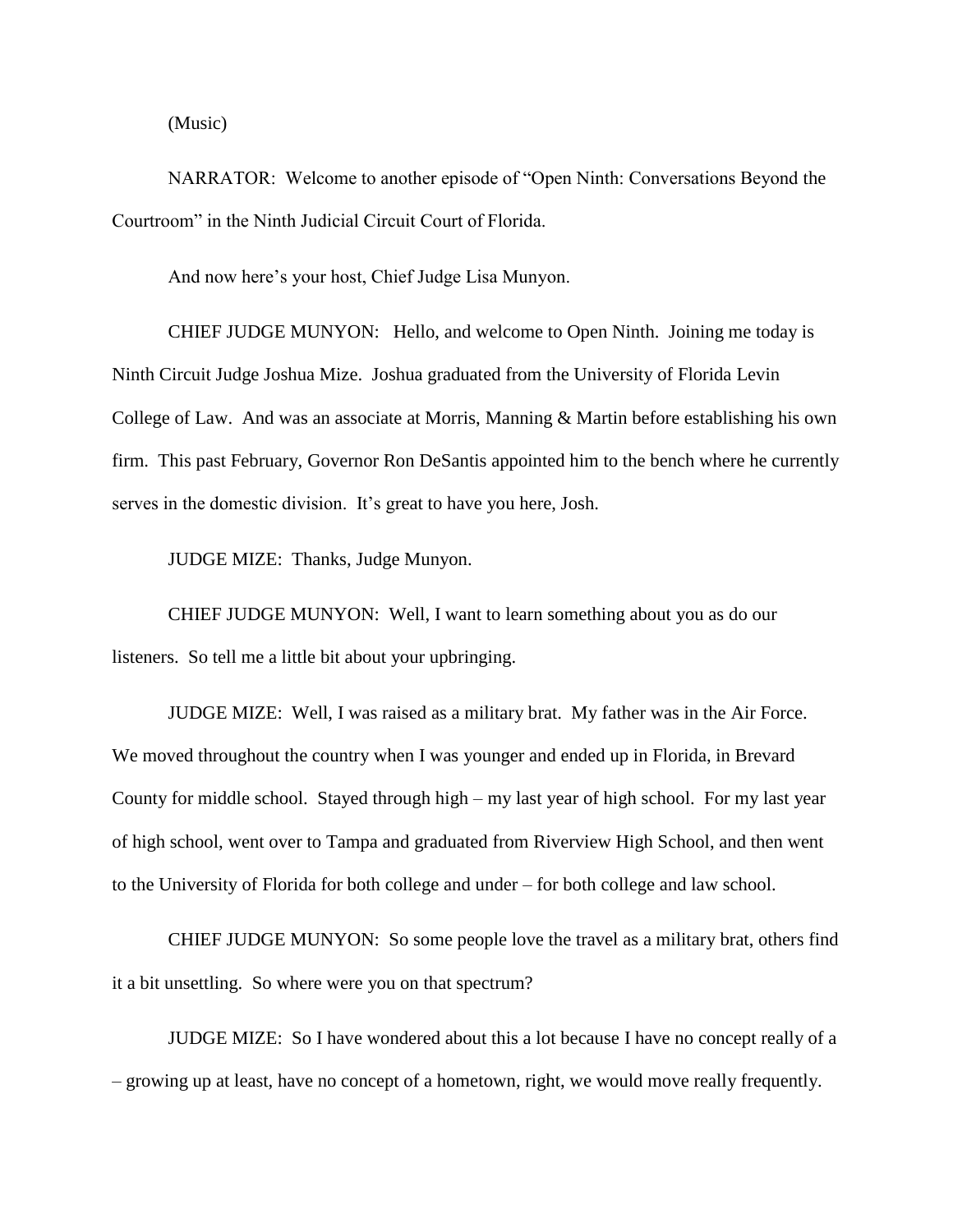(Music)

NARRATOR: Welcome to another episode of "Open Ninth: Conversations Beyond the Courtroom" in the Ninth Judicial Circuit Court of Florida.

And now here's your host, Chief Judge Lisa Munyon.

CHIEF JUDGE MUNYON: Hello, and welcome to Open Ninth. Joining me today is Ninth Circuit Judge Joshua Mize. Joshua graduated from the University of Florida Levin College of Law. And was an associate at Morris, Manning & Martin before establishing his own firm. This past February, Governor Ron DeSantis appointed him to the bench where he currently serves in the domestic division. It's great to have you here, Josh.

JUDGE MIZE: Thanks, Judge Munyon.

CHIEF JUDGE MUNYON: Well, I want to learn something about you as do our listeners. So tell me a little bit about your upbringing.

JUDGE MIZE: Well, I was raised as a military brat. My father was in the Air Force. We moved throughout the country when I was younger and ended up in Florida, in Brevard County for middle school. Stayed through high – my last year of high school. For my last year of high school, went over to Tampa and graduated from Riverview High School, and then went to the University of Florida for both college and under – for both college and law school.

CHIEF JUDGE MUNYON: So some people love the travel as a military brat, others find it a bit unsettling. So where were you on that spectrum?

JUDGE MIZE: So I have wondered about this a lot because I have no concept really of a – growing up at least, have no concept of a hometown, right, we would move really frequently.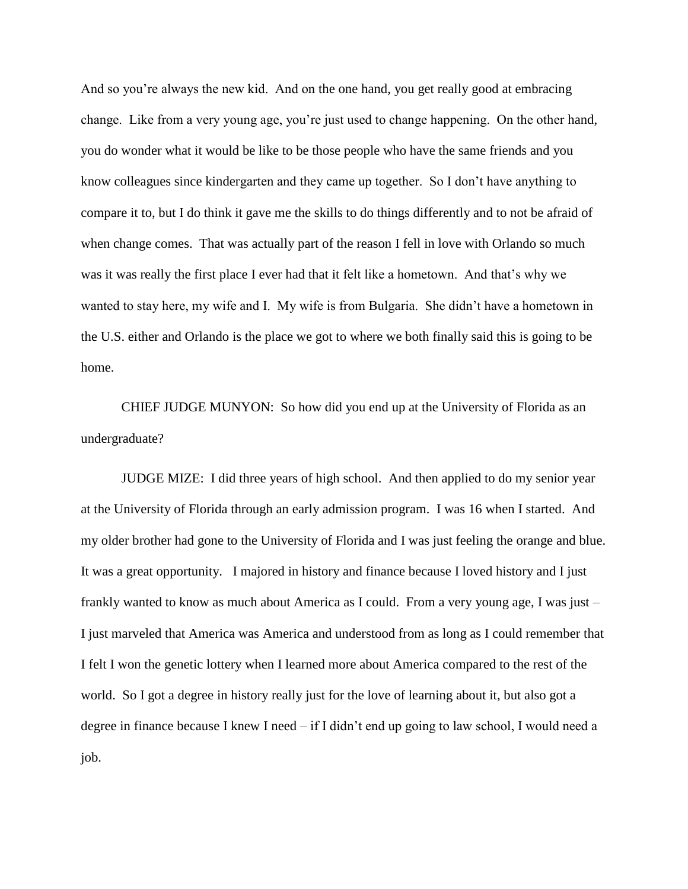And so you're always the new kid. And on the one hand, you get really good at embracing change. Like from a very young age, you're just used to change happening. On the other hand, you do wonder what it would be like to be those people who have the same friends and you know colleagues since kindergarten and they came up together. So I don't have anything to compare it to, but I do think it gave me the skills to do things differently and to not be afraid of when change comes. That was actually part of the reason I fell in love with Orlando so much was it was really the first place I ever had that it felt like a hometown. And that's why we wanted to stay here, my wife and I. My wife is from Bulgaria. She didn't have a hometown in the U.S. either and Orlando is the place we got to where we both finally said this is going to be home.

CHIEF JUDGE MUNYON: So how did you end up at the University of Florida as an undergraduate?

JUDGE MIZE: I did three years of high school. And then applied to do my senior year at the University of Florida through an early admission program. I was 16 when I started. And my older brother had gone to the University of Florida and I was just feeling the orange and blue. It was a great opportunity. I majored in history and finance because I loved history and I just frankly wanted to know as much about America as I could. From a very young age, I was just – I just marveled that America was America and understood from as long as I could remember that I felt I won the genetic lottery when I learned more about America compared to the rest of the world. So I got a degree in history really just for the love of learning about it, but also got a degree in finance because I knew I need – if I didn't end up going to law school, I would need a job.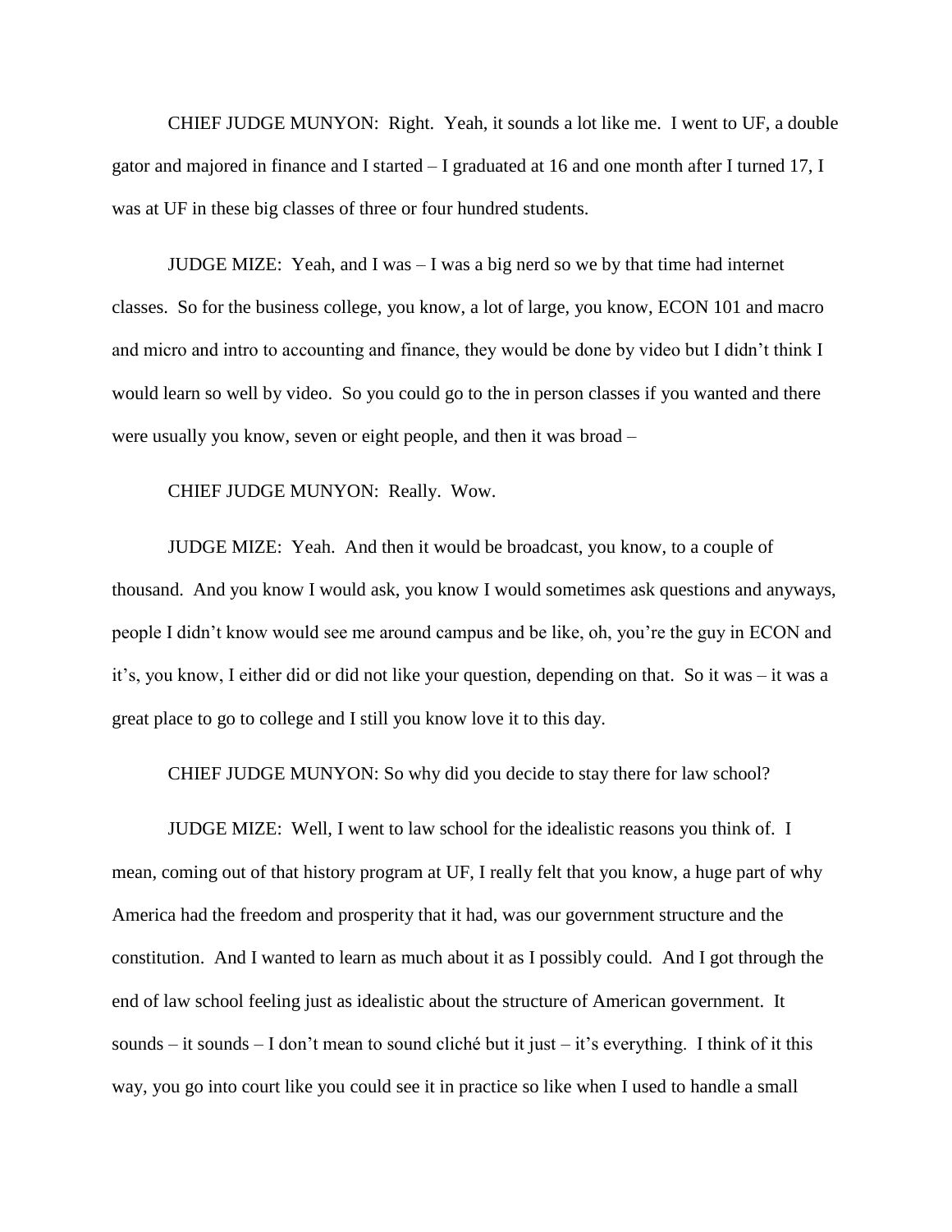CHIEF JUDGE MUNYON: Right. Yeah, it sounds a lot like me. I went to UF, a double gator and majored in finance and I started – I graduated at 16 and one month after I turned 17, I was at UF in these big classes of three or four hundred students.

JUDGE MIZE: Yeah, and I was – I was a big nerd so we by that time had internet classes. So for the business college, you know, a lot of large, you know, ECON 101 and macro and micro and intro to accounting and finance, they would be done by video but I didn't think I would learn so well by video. So you could go to the in person classes if you wanted and there were usually you know, seven or eight people, and then it was broad –

CHIEF JUDGE MUNYON: Really. Wow.

JUDGE MIZE: Yeah. And then it would be broadcast, you know, to a couple of thousand. And you know I would ask, you know I would sometimes ask questions and anyways, people I didn't know would see me around campus and be like, oh, you're the guy in ECON and it's, you know, I either did or did not like your question, depending on that. So it was – it was a great place to go to college and I still you know love it to this day.

CHIEF JUDGE MUNYON: So why did you decide to stay there for law school?

JUDGE MIZE: Well, I went to law school for the idealistic reasons you think of. I mean, coming out of that history program at UF, I really felt that you know, a huge part of why America had the freedom and prosperity that it had, was our government structure and the constitution. And I wanted to learn as much about it as I possibly could. And I got through the end of law school feeling just as idealistic about the structure of American government. It sounds – it sounds – I don't mean to sound cliché but it just – it's everything. I think of it this way, you go into court like you could see it in practice so like when I used to handle a small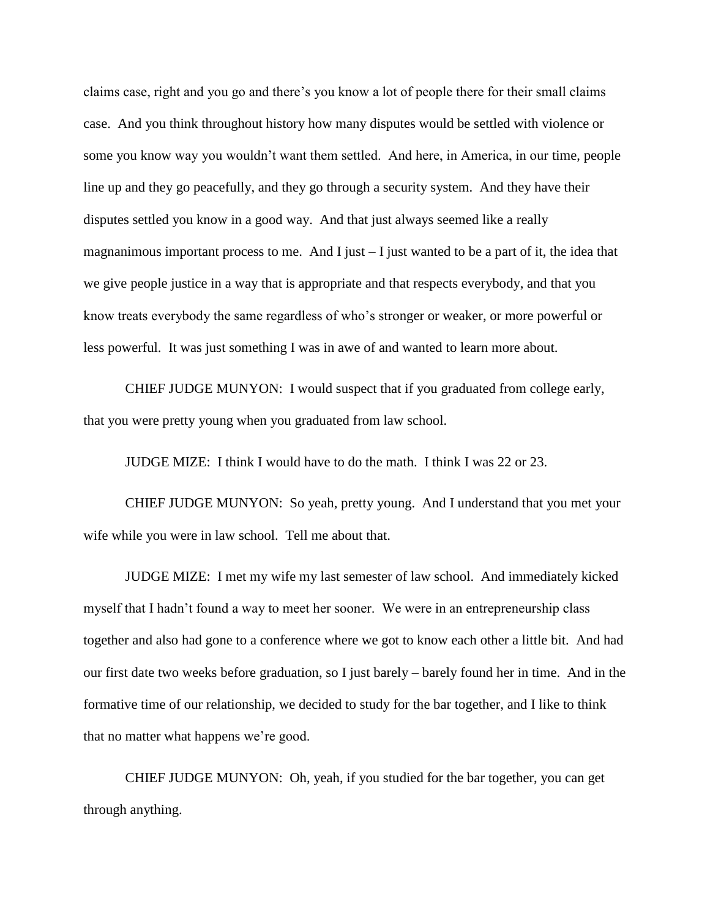claims case, right and you go and there's you know a lot of people there for their small claims case. And you think throughout history how many disputes would be settled with violence or some you know way you wouldn't want them settled. And here, in America, in our time, people line up and they go peacefully, and they go through a security system. And they have their disputes settled you know in a good way. And that just always seemed like a really magnanimous important process to me. And I just – I just wanted to be a part of it, the idea that we give people justice in a way that is appropriate and that respects everybody, and that you know treats everybody the same regardless of who's stronger or weaker, or more powerful or less powerful. It was just something I was in awe of and wanted to learn more about.

CHIEF JUDGE MUNYON: I would suspect that if you graduated from college early, that you were pretty young when you graduated from law school.

JUDGE MIZE: I think I would have to do the math. I think I was 22 or 23.

CHIEF JUDGE MUNYON: So yeah, pretty young. And I understand that you met your wife while you were in law school. Tell me about that.

JUDGE MIZE: I met my wife my last semester of law school. And immediately kicked myself that I hadn't found a way to meet her sooner. We were in an entrepreneurship class together and also had gone to a conference where we got to know each other a little bit. And had our first date two weeks before graduation, so I just barely – barely found her in time. And in the formative time of our relationship, we decided to study for the bar together, and I like to think that no matter what happens we're good.

CHIEF JUDGE MUNYON: Oh, yeah, if you studied for the bar together, you can get through anything.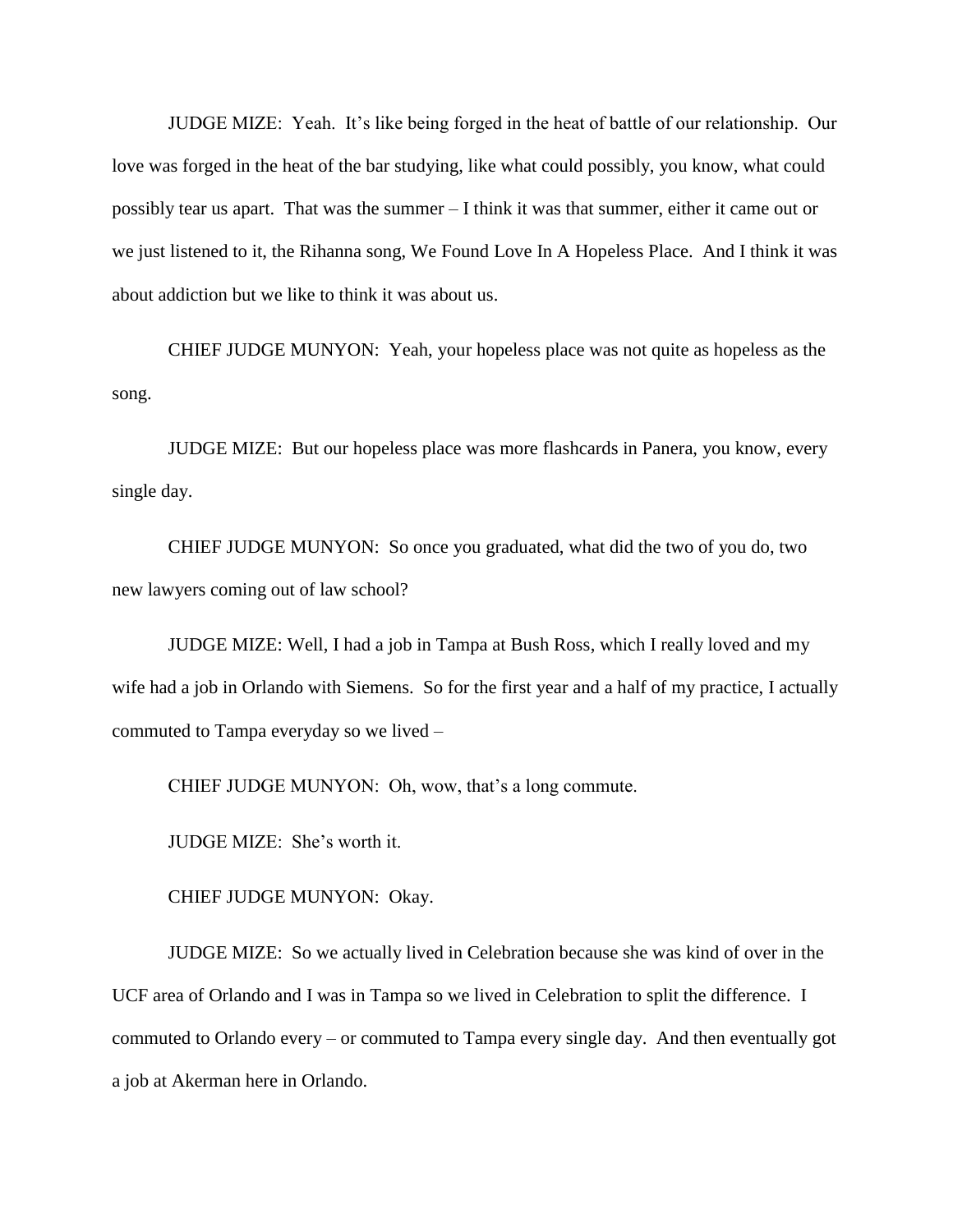JUDGE MIZE: Yeah. It's like being forged in the heat of battle of our relationship. Our love was forged in the heat of the bar studying, like what could possibly, you know, what could possibly tear us apart. That was the summer – I think it was that summer, either it came out or we just listened to it, the Rihanna song, We Found Love In A Hopeless Place. And I think it was about addiction but we like to think it was about us.

CHIEF JUDGE MUNYON: Yeah, your hopeless place was not quite as hopeless as the song.

JUDGE MIZE: But our hopeless place was more flashcards in Panera, you know, every single day.

CHIEF JUDGE MUNYON: So once you graduated, what did the two of you do, two new lawyers coming out of law school?

JUDGE MIZE: Well, I had a job in Tampa at Bush Ross, which I really loved and my wife had a job in Orlando with Siemens. So for the first year and a half of my practice, I actually commuted to Tampa everyday so we lived –

CHIEF JUDGE MUNYON: Oh, wow, that's a long commute.

JUDGE MIZE: She's worth it.

CHIEF JUDGE MUNYON: Okay.

JUDGE MIZE: So we actually lived in Celebration because she was kind of over in the UCF area of Orlando and I was in Tampa so we lived in Celebration to split the difference. I commuted to Orlando every – or commuted to Tampa every single day. And then eventually got a job at Akerman here in Orlando.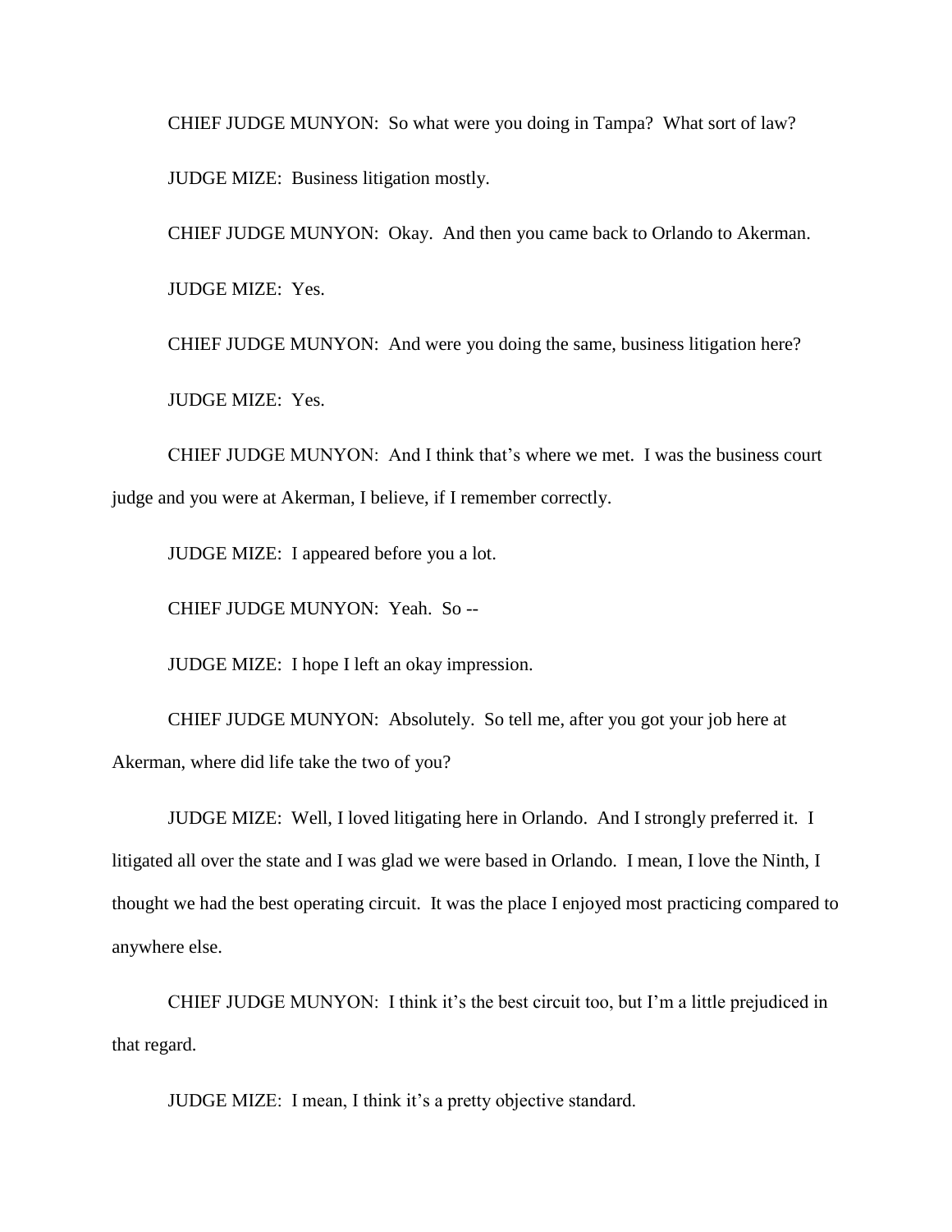CHIEF JUDGE MUNYON: So what were you doing in Tampa? What sort of law?

JUDGE MIZE: Business litigation mostly.

CHIEF JUDGE MUNYON: Okay. And then you came back to Orlando to Akerman.

JUDGE MIZE: Yes.

CHIEF JUDGE MUNYON: And were you doing the same, business litigation here?

JUDGE MIZE: Yes.

CHIEF JUDGE MUNYON: And I think that's where we met. I was the business court judge and you were at Akerman, I believe, if I remember correctly.

JUDGE MIZE: I appeared before you a lot.

CHIEF JUDGE MUNYON: Yeah. So --

JUDGE MIZE: I hope I left an okay impression.

CHIEF JUDGE MUNYON: Absolutely. So tell me, after you got your job here at Akerman, where did life take the two of you?

JUDGE MIZE: Well, I loved litigating here in Orlando. And I strongly preferred it. I litigated all over the state and I was glad we were based in Orlando. I mean, I love the Ninth, I thought we had the best operating circuit. It was the place I enjoyed most practicing compared to anywhere else.

CHIEF JUDGE MUNYON: I think it's the best circuit too, but I'm a little prejudiced in that regard.

JUDGE MIZE: I mean, I think it's a pretty objective standard.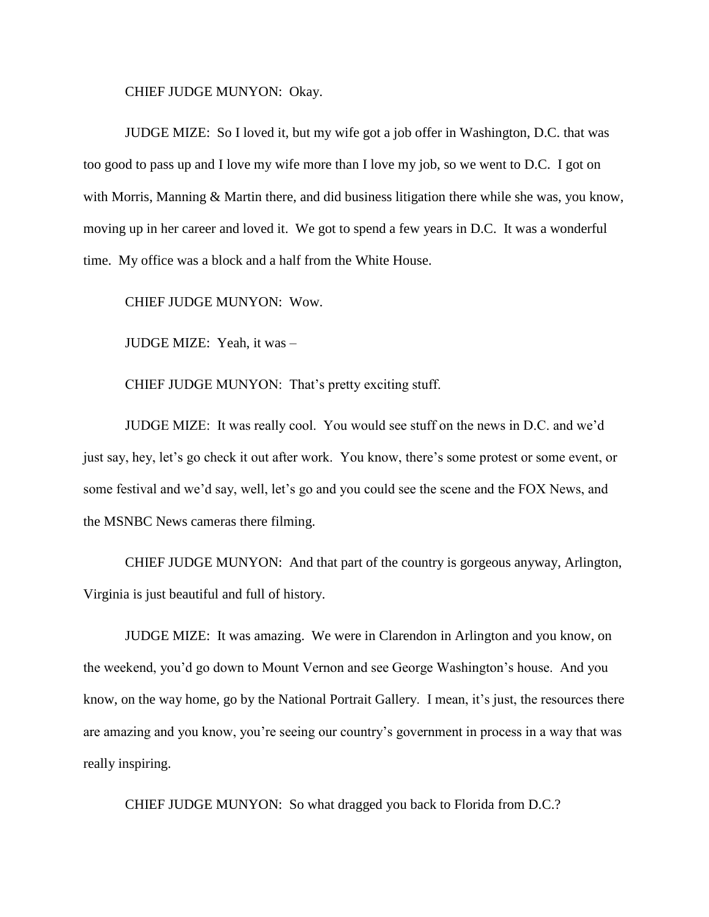CHIEF JUDGE MUNYON: Okay.

JUDGE MIZE: So I loved it, but my wife got a job offer in Washington, D.C. that was too good to pass up and I love my wife more than I love my job, so we went to D.C. I got on with Morris, Manning & Martin there, and did business litigation there while she was, you know, moving up in her career and loved it. We got to spend a few years in D.C. It was a wonderful time. My office was a block and a half from the White House.

CHIEF JUDGE MUNYON: Wow.

JUDGE MIZE: Yeah, it was –

CHIEF JUDGE MUNYON: That's pretty exciting stuff.

JUDGE MIZE: It was really cool. You would see stuff on the news in D.C. and we'd just say, hey, let's go check it out after work. You know, there's some protest or some event, or some festival and we'd say, well, let's go and you could see the scene and the FOX News, and the MSNBC News cameras there filming.

CHIEF JUDGE MUNYON: And that part of the country is gorgeous anyway, Arlington, Virginia is just beautiful and full of history.

JUDGE MIZE: It was amazing. We were in Clarendon in Arlington and you know, on the weekend, you'd go down to Mount Vernon and see George Washington's house. And you know, on the way home, go by the National Portrait Gallery. I mean, it's just, the resources there are amazing and you know, you're seeing our country's government in process in a way that was really inspiring.

CHIEF JUDGE MUNYON: So what dragged you back to Florida from D.C.?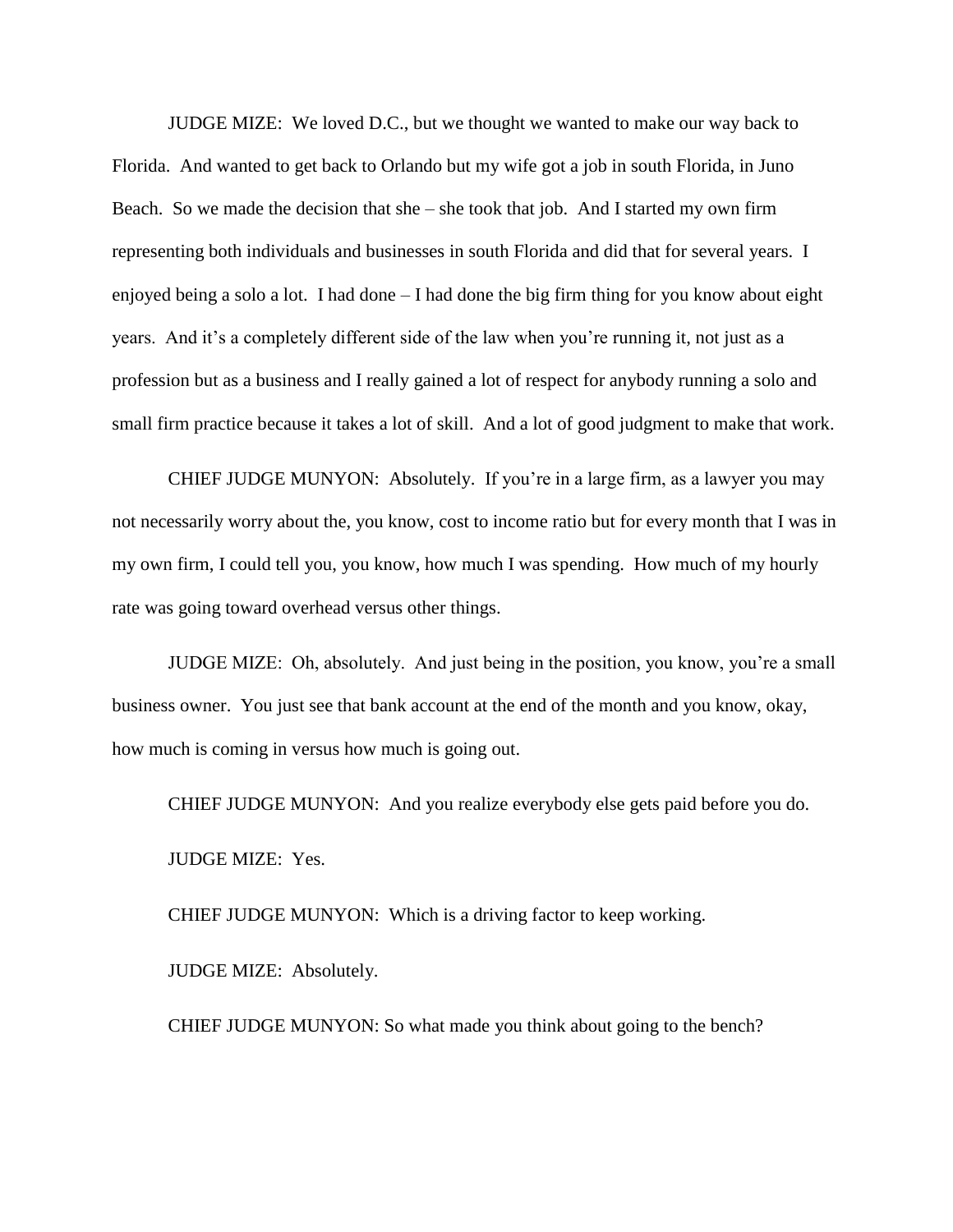JUDGE MIZE: We loved D.C., but we thought we wanted to make our way back to Florida. And wanted to get back to Orlando but my wife got a job in south Florida, in Juno Beach. So we made the decision that she – she took that job. And I started my own firm representing both individuals and businesses in south Florida and did that for several years. I enjoyed being a solo a lot. I had done – I had done the big firm thing for you know about eight years. And it's a completely different side of the law when you're running it, not just as a profession but as a business and I really gained a lot of respect for anybody running a solo and small firm practice because it takes a lot of skill. And a lot of good judgment to make that work.

CHIEF JUDGE MUNYON: Absolutely. If you're in a large firm, as a lawyer you may not necessarily worry about the, you know, cost to income ratio but for every month that I was in my own firm, I could tell you, you know, how much I was spending. How much of my hourly rate was going toward overhead versus other things.

JUDGE MIZE: Oh, absolutely. And just being in the position, you know, you're a small business owner. You just see that bank account at the end of the month and you know, okay, how much is coming in versus how much is going out.

CHIEF JUDGE MUNYON: And you realize everybody else gets paid before you do.

JUDGE MIZE: Yes.

CHIEF JUDGE MUNYON: Which is a driving factor to keep working.

JUDGE MIZE: Absolutely.

CHIEF JUDGE MUNYON: So what made you think about going to the bench?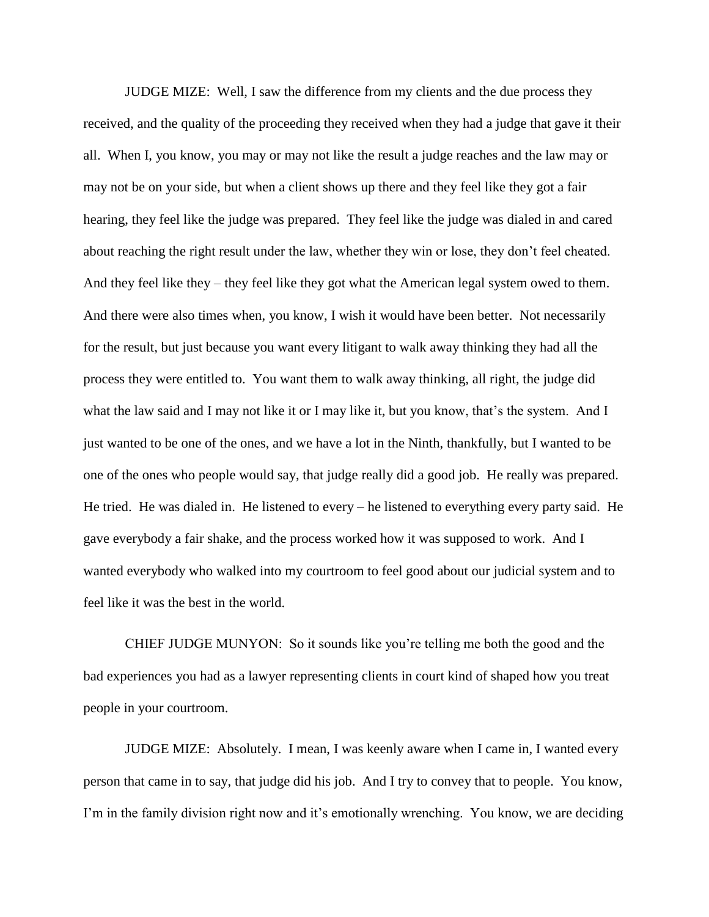JUDGE MIZE: Well, I saw the difference from my clients and the due process they received, and the quality of the proceeding they received when they had a judge that gave it their all. When I, you know, you may or may not like the result a judge reaches and the law may or may not be on your side, but when a client shows up there and they feel like they got a fair hearing, they feel like the judge was prepared. They feel like the judge was dialed in and cared about reaching the right result under the law, whether they win or lose, they don't feel cheated. And they feel like they – they feel like they got what the American legal system owed to them. And there were also times when, you know, I wish it would have been better. Not necessarily for the result, but just because you want every litigant to walk away thinking they had all the process they were entitled to. You want them to walk away thinking, all right, the judge did what the law said and I may not like it or I may like it, but you know, that's the system. And I just wanted to be one of the ones, and we have a lot in the Ninth, thankfully, but I wanted to be one of the ones who people would say, that judge really did a good job. He really was prepared. He tried. He was dialed in. He listened to every – he listened to everything every party said. He gave everybody a fair shake, and the process worked how it was supposed to work. And I wanted everybody who walked into my courtroom to feel good about our judicial system and to feel like it was the best in the world.

CHIEF JUDGE MUNYON: So it sounds like you're telling me both the good and the bad experiences you had as a lawyer representing clients in court kind of shaped how you treat people in your courtroom.

JUDGE MIZE: Absolutely. I mean, I was keenly aware when I came in, I wanted every person that came in to say, that judge did his job. And I try to convey that to people. You know, I'm in the family division right now and it's emotionally wrenching. You know, we are deciding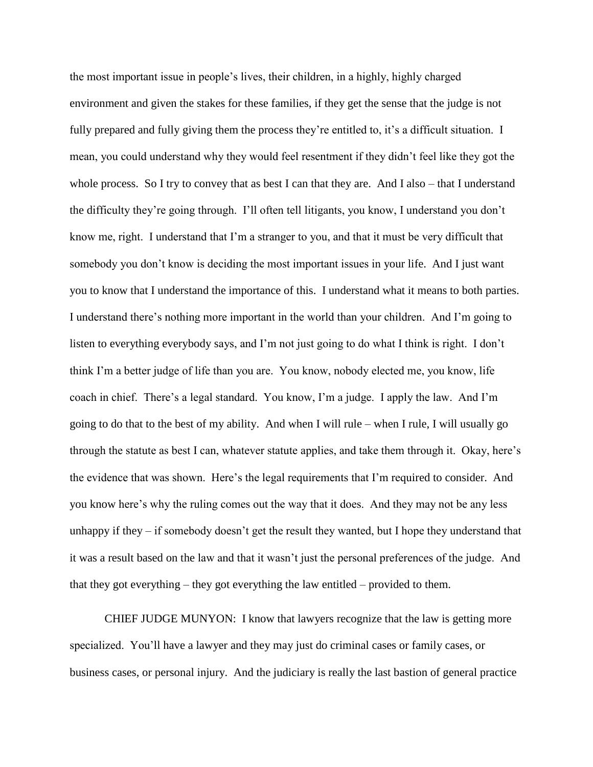the most important issue in people's lives, their children, in a highly, highly charged environment and given the stakes for these families, if they get the sense that the judge is not fully prepared and fully giving them the process they're entitled to, it's a difficult situation. I mean, you could understand why they would feel resentment if they didn't feel like they got the whole process. So I try to convey that as best I can that they are. And I also – that I understand the difficulty they're going through. I'll often tell litigants, you know, I understand you don't know me, right. I understand that I'm a stranger to you, and that it must be very difficult that somebody you don't know is deciding the most important issues in your life. And I just want you to know that I understand the importance of this. I understand what it means to both parties. I understand there's nothing more important in the world than your children. And I'm going to listen to everything everybody says, and I'm not just going to do what I think is right. I don't think I'm a better judge of life than you are. You know, nobody elected me, you know, life coach in chief. There's a legal standard. You know, I'm a judge. I apply the law. And I'm going to do that to the best of my ability. And when I will rule – when I rule, I will usually go through the statute as best I can, whatever statute applies, and take them through it. Okay, here's the evidence that was shown. Here's the legal requirements that I'm required to consider. And you know here's why the ruling comes out the way that it does. And they may not be any less unhappy if they – if somebody doesn't get the result they wanted, but I hope they understand that it was a result based on the law and that it wasn't just the personal preferences of the judge. And that they got everything – they got everything the law entitled – provided to them.

CHIEF JUDGE MUNYON: I know that lawyers recognize that the law is getting more specialized. You'll have a lawyer and they may just do criminal cases or family cases, or business cases, or personal injury. And the judiciary is really the last bastion of general practice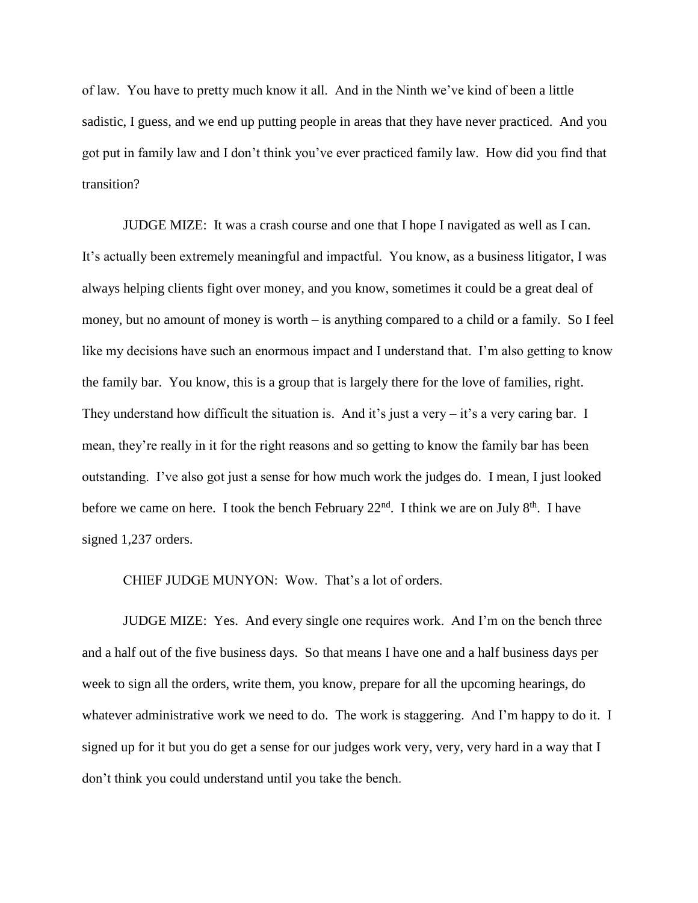of law. You have to pretty much know it all. And in the Ninth we've kind of been a little sadistic, I guess, and we end up putting people in areas that they have never practiced. And you got put in family law and I don't think you've ever practiced family law. How did you find that transition?

JUDGE MIZE: It was a crash course and one that I hope I navigated as well as I can. It's actually been extremely meaningful and impactful. You know, as a business litigator, I was always helping clients fight over money, and you know, sometimes it could be a great deal of money, but no amount of money is worth – is anything compared to a child or a family. So I feel like my decisions have such an enormous impact and I understand that. I'm also getting to know the family bar. You know, this is a group that is largely there for the love of families, right. They understand how difficult the situation is. And it's just a very – it's a very caring bar. I mean, they're really in it for the right reasons and so getting to know the family bar has been outstanding. I've also got just a sense for how much work the judges do. I mean, I just looked before we came on here. I took the bench February 22nd. I think we are on July 8th. I have signed 1,237 orders.

CHIEF JUDGE MUNYON: Wow. That's a lot of orders.

JUDGE MIZE: Yes. And every single one requires work. And I'm on the bench three and a half out of the five business days. So that means I have one and a half business days per week to sign all the orders, write them, you know, prepare for all the upcoming hearings, do whatever administrative work we need to do. The work is staggering. And I'm happy to do it. I signed up for it but you do get a sense for our judges work very, very, very hard in a way that I don't think you could understand until you take the bench.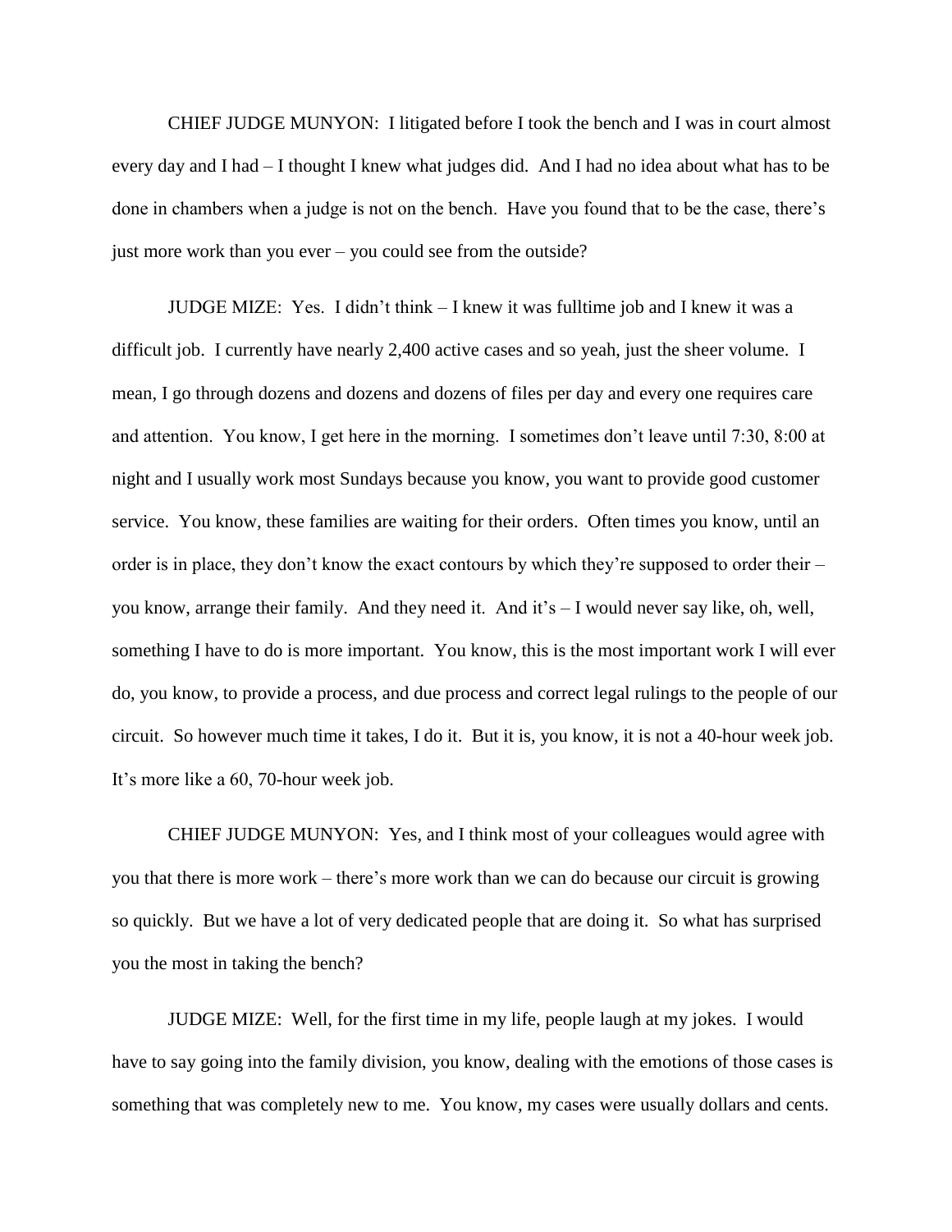CHIEF JUDGE MUNYON: I litigated before I took the bench and I was in court almost every day and I had – I thought I knew what judges did. And I had no idea about what has to be done in chambers when a judge is not on the bench. Have you found that to be the case, there's just more work than you ever – you could see from the outside?

JUDGE MIZE: Yes. I didn't think – I knew it was fulltime job and I knew it was a difficult job. I currently have nearly 2,400 active cases and so yeah, just the sheer volume. I mean, I go through dozens and dozens and dozens of files per day and every one requires care and attention. You know, I get here in the morning. I sometimes don't leave until 7:30, 8:00 at night and I usually work most Sundays because you know, you want to provide good customer service. You know, these families are waiting for their orders. Often times you know, until an order is in place, they don't know the exact contours by which they're supposed to order their – you know, arrange their family. And they need it. And it's – I would never say like, oh, well, something I have to do is more important. You know, this is the most important work I will ever do, you know, to provide a process, and due process and correct legal rulings to the people of our circuit. So however much time it takes, I do it. But it is, you know, it is not a 40-hour week job. It's more like a 60, 70-hour week job.

CHIEF JUDGE MUNYON: Yes, and I think most of your colleagues would agree with you that there is more work – there's more work than we can do because our circuit is growing so quickly. But we have a lot of very dedicated people that are doing it. So what has surprised you the most in taking the bench?

JUDGE MIZE: Well, for the first time in my life, people laugh at my jokes. I would have to say going into the family division, you know, dealing with the emotions of those cases is something that was completely new to me. You know, my cases were usually dollars and cents.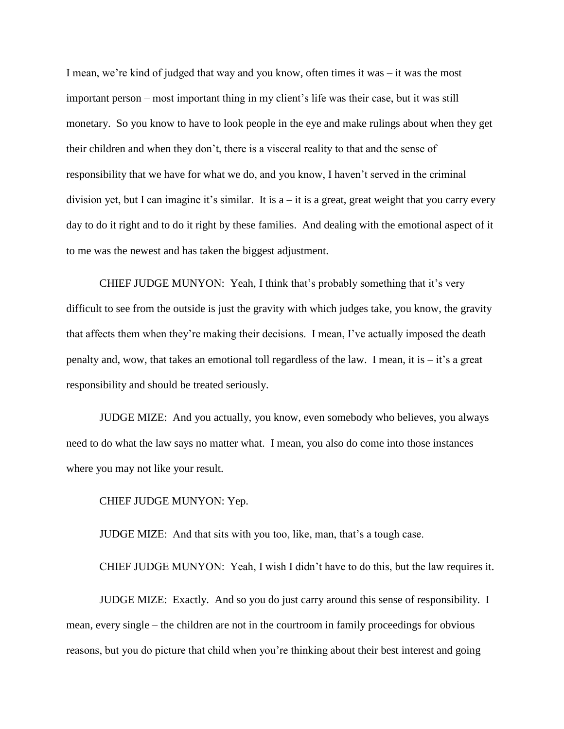I mean, we're kind of judged that way and you know, often times it was – it was the most important person – most important thing in my client's life was their case, but it was still monetary. So you know to have to look people in the eye and make rulings about when they get their children and when they don't, there is a visceral reality to that and the sense of responsibility that we have for what we do, and you know, I haven't served in the criminal division yet, but I can imagine it's similar. It is a – it is a great, great weight that you carry every day to do it right and to do it right by these families. And dealing with the emotional aspect of it to me was the newest and has taken the biggest adjustment.

CHIEF JUDGE MUNYON: Yeah, I think that's probably something that it's very difficult to see from the outside is just the gravity with which judges take, you know, the gravity that affects them when they're making their decisions. I mean, I've actually imposed the death penalty and, wow, that takes an emotional toll regardless of the law. I mean, it is – it's a great responsibility and should be treated seriously.

JUDGE MIZE: And you actually, you know, even somebody who believes, you always need to do what the law says no matter what. I mean, you also do come into those instances where you may not like your result.

CHIEF JUDGE MUNYON: Yep.

JUDGE MIZE: And that sits with you too, like, man, that's a tough case.

CHIEF JUDGE MUNYON: Yeah, I wish I didn't have to do this, but the law requires it.

JUDGE MIZE: Exactly. And so you do just carry around this sense of responsibility. I mean, every single – the children are not in the courtroom in family proceedings for obvious reasons, but you do picture that child when you're thinking about their best interest and going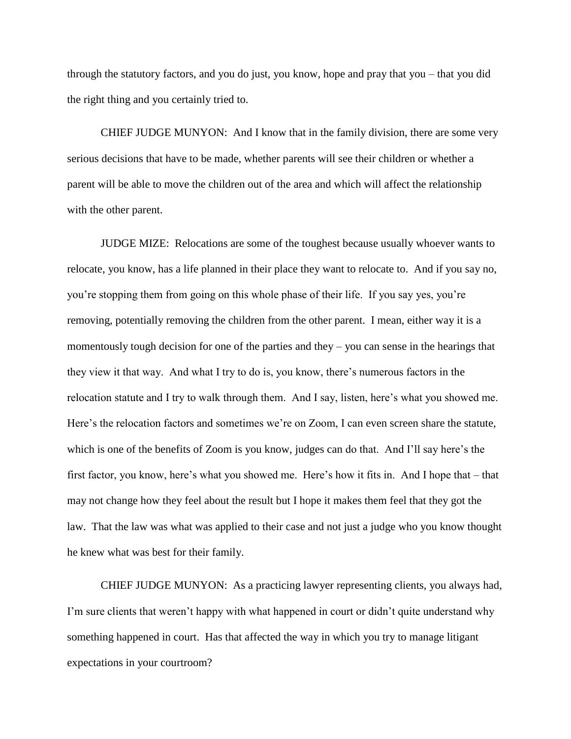through the statutory factors, and you do just, you know, hope and pray that you – that you did the right thing and you certainly tried to.

CHIEF JUDGE MUNYON: And I know that in the family division, there are some very serious decisions that have to be made, whether parents will see their children or whether a parent will be able to move the children out of the area and which will affect the relationship with the other parent.

JUDGE MIZE: Relocations are some of the toughest because usually whoever wants to relocate, you know, has a life planned in their place they want to relocate to. And if you say no, you're stopping them from going on this whole phase of their life. If you say yes, you're removing, potentially removing the children from the other parent. I mean, either way it is a momentously tough decision for one of the parties and they – you can sense in the hearings that they view it that way. And what I try to do is, you know, there's numerous factors in the relocation statute and I try to walk through them. And I say, listen, here's what you showed me. Here's the relocation factors and sometimes we're on Zoom, I can even screen share the statute, which is one of the benefits of Zoom is you know, judges can do that. And I'll say here's the first factor, you know, here's what you showed me. Here's how it fits in. And I hope that – that may not change how they feel about the result but I hope it makes them feel that they got the law. That the law was what was applied to their case and not just a judge who you know thought he knew what was best for their family.

CHIEF JUDGE MUNYON: As a practicing lawyer representing clients, you always had, I'm sure clients that weren't happy with what happened in court or didn't quite understand why something happened in court. Has that affected the way in which you try to manage litigant expectations in your courtroom?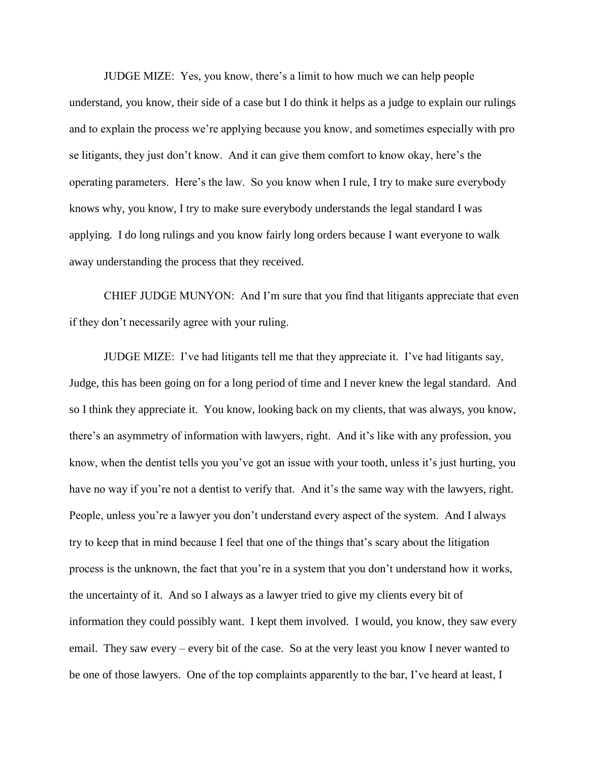JUDGE MIZE: Yes, you know, there's a limit to how much we can help people understand, you know, their side of a case but I do think it helps as a judge to explain our rulings and to explain the process we're applying because you know, and sometimes especially with pro se litigants, they just don't know. And it can give them comfort to know okay, here's the operating parameters. Here's the law. So you know when I rule, I try to make sure everybody knows why, you know, I try to make sure everybody understands the legal standard I was applying. I do long rulings and you know fairly long orders because I want everyone to walk away understanding the process that they received.

CHIEF JUDGE MUNYON: And I'm sure that you find that litigants appreciate that even if they don't necessarily agree with your ruling.

JUDGE MIZE: I've had litigants tell me that they appreciate it. I've had litigants say, Judge, this has been going on for a long period of time and I never knew the legal standard. And so I think they appreciate it. You know, looking back on my clients, that was always, you know, there's an asymmetry of information with lawyers, right. And it's like with any profession, you know, when the dentist tells you you've got an issue with your tooth, unless it's just hurting, you have no way if you're not a dentist to verify that. And it's the same way with the lawyers, right. People, unless you're a lawyer you don't understand every aspect of the system. And I always try to keep that in mind because I feel that one of the things that's scary about the litigation process is the unknown, the fact that you're in a system that you don't understand how it works, the uncertainty of it. And so I always as a lawyer tried to give my clients every bit of information they could possibly want. I kept them involved. I would, you know, they saw every email. They saw every – every bit of the case. So at the very least you know I never wanted to be one of those lawyers. One of the top complaints apparently to the bar, I've heard at least, I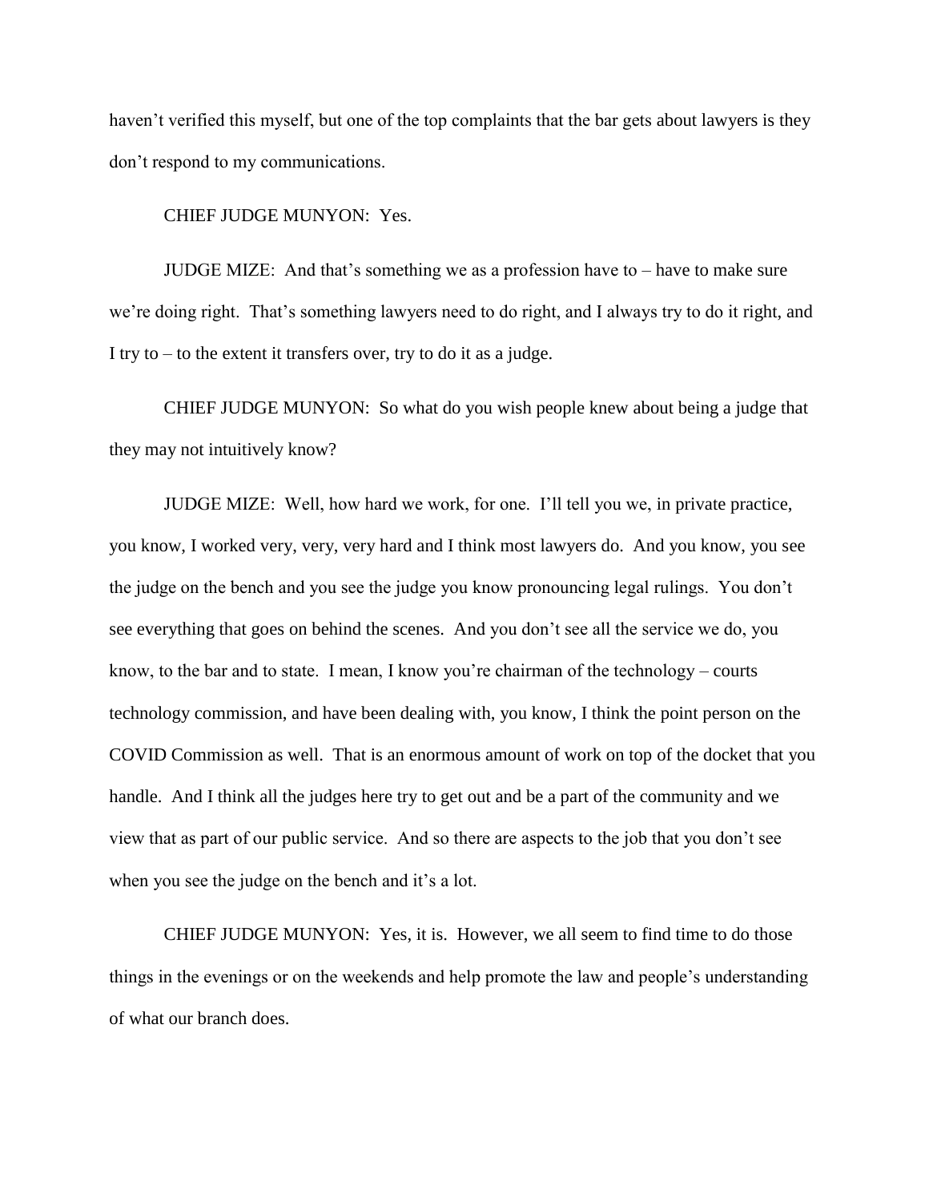haven't verified this myself, but one of the top complaints that the bar gets about lawyers is they don't respond to my communications.

CHIEF JUDGE MUNYON: Yes.

JUDGE MIZE: And that's something we as a profession have to – have to make sure we're doing right. That's something lawyers need to do right, and I always try to do it right, and I try to – to the extent it transfers over, try to do it as a judge.

CHIEF JUDGE MUNYON: So what do you wish people knew about being a judge that they may not intuitively know?

JUDGE MIZE: Well, how hard we work, for one. I'll tell you we, in private practice, you know, I worked very, very, very hard and I think most lawyers do. And you know, you see the judge on the bench and you see the judge you know pronouncing legal rulings. You don't see everything that goes on behind the scenes. And you don't see all the service we do, you know, to the bar and to state. I mean, I know you're chairman of the technology – courts technology commission, and have been dealing with, you know, I think the point person on the COVID Commission as well. That is an enormous amount of work on top of the docket that you handle. And I think all the judges here try to get out and be a part of the community and we view that as part of our public service. And so there are aspects to the job that you don't see when you see the judge on the bench and it's a lot.

CHIEF JUDGE MUNYON: Yes, it is. However, we all seem to find time to do those things in the evenings or on the weekends and help promote the law and people's understanding of what our branch does.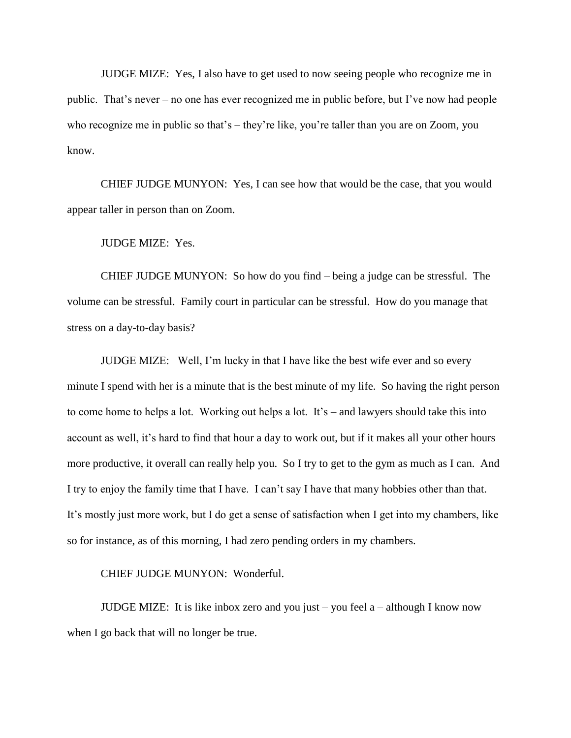JUDGE MIZE: Yes, I also have to get used to now seeing people who recognize me in public. That's never – no one has ever recognized me in public before, but I've now had people who recognize me in public so that's – they're like, you're taller than you are on Zoom, you know.

CHIEF JUDGE MUNYON: Yes, I can see how that would be the case, that you would appear taller in person than on Zoom.

JUDGE MIZE: Yes.

CHIEF JUDGE MUNYON: So how do you find – being a judge can be stressful. The volume can be stressful. Family court in particular can be stressful. How do you manage that stress on a day-to-day basis?

JUDGE MIZE: Well, I'm lucky in that I have like the best wife ever and so every minute I spend with her is a minute that is the best minute of my life. So having the right person to come home to helps a lot. Working out helps a lot. It's – and lawyers should take this into account as well, it's hard to find that hour a day to work out, but if it makes all your other hours more productive, it overall can really help you. So I try to get to the gym as much as I can. And I try to enjoy the family time that I have. I can't say I have that many hobbies other than that. It's mostly just more work, but I do get a sense of satisfaction when I get into my chambers, like so for instance, as of this morning, I had zero pending orders in my chambers.

CHIEF JUDGE MUNYON: Wonderful.

JUDGE MIZE: It is like inbox zero and you just – you feel a – although I know now when I go back that will no longer be true.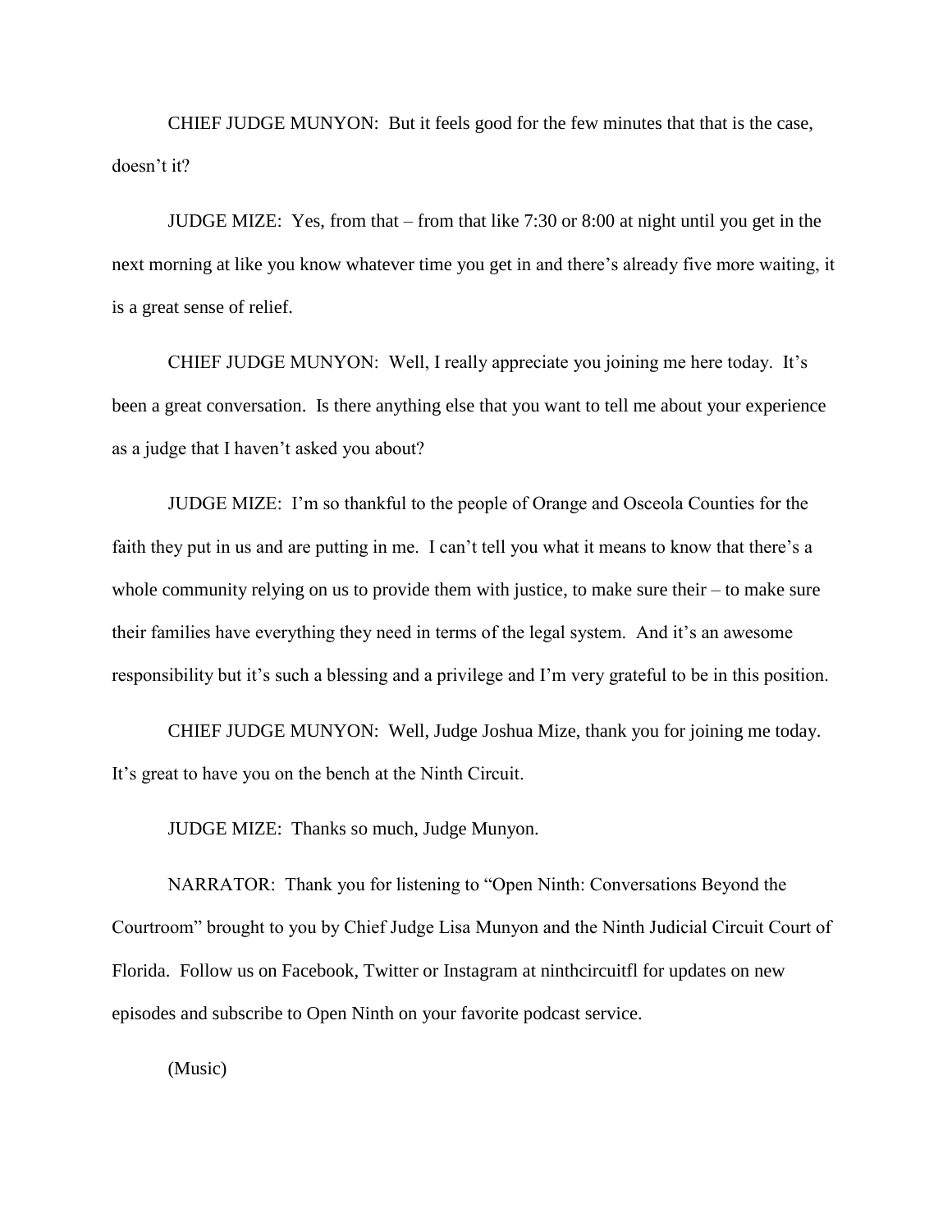CHIEF JUDGE MUNYON: But it feels good for the few minutes that that is the case, doesn't it?

JUDGE MIZE: Yes, from that – from that like 7:30 or 8:00 at night until you get in the next morning at like you know whatever time you get in and there's already five more waiting, it is a great sense of relief.

CHIEF JUDGE MUNYON: Well, I really appreciate you joining me here today. It's been a great conversation. Is there anything else that you want to tell me about your experience as a judge that I haven't asked you about?

JUDGE MIZE: I'm so thankful to the people of Orange and Osceola Counties for the faith they put in us and are putting in me. I can't tell you what it means to know that there's a whole community relying on us to provide them with justice, to make sure their – to make sure their families have everything they need in terms of the legal system. And it's an awesome responsibility but it's such a blessing and a privilege and I'm very grateful to be in this position.

CHIEF JUDGE MUNYON: Well, Judge Joshua Mize, thank you for joining me today. It's great to have you on the bench at the Ninth Circuit.

JUDGE MIZE: Thanks so much, Judge Munyon.

NARRATOR: Thank you for listening to "Open Ninth: Conversations Beyond the Courtroom" brought to you by Chief Judge Lisa Munyon and the Ninth Judicial Circuit Court of Florida. Follow us on Facebook, Twitter or Instagram at ninthcircuitfl for updates on new episodes and subscribe to Open Ninth on your favorite podcast service.

(Music)